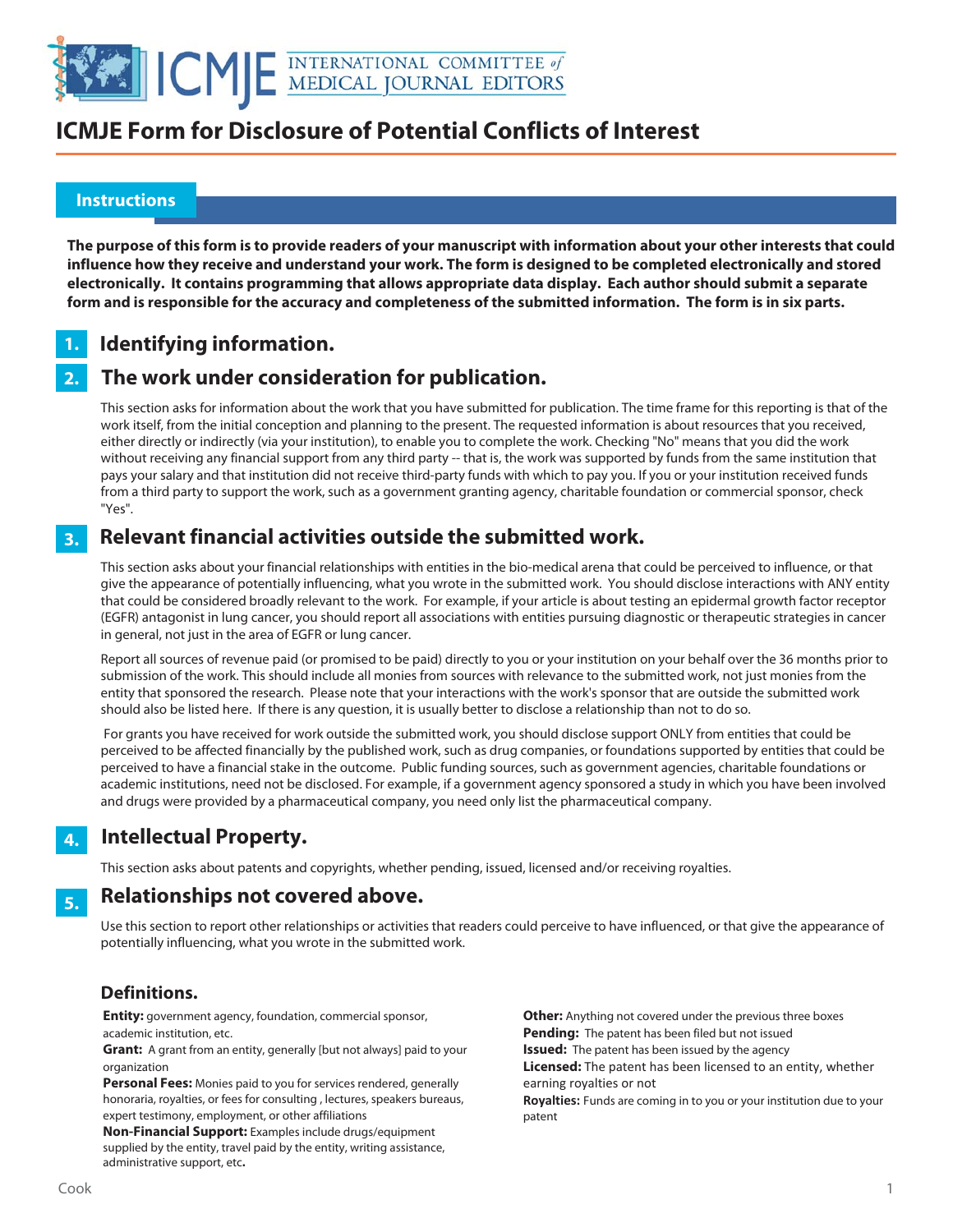# ICMJE Form for Disclosure of Potential Conflicts of Interest

## Instructions

**The purpose of this form is to provide readers of your manuscript with information about your other interests that could influence how they receive and understand your work. The form is designed to be completed electronically and stored electronically. It contains programming that allows appropriate data display. Each author should submit a separate form and is responsible for the accuracy and completeness of the submitted information. The form is in six parts.**

### 1. Identifying information.

### 2. The work under consideration for publication.

This section asks for information about the work that you have submitted for publication. The time frame for this reporting is that of the work itself, from the initial conception and planning to the present. The requested information is about resources that you received, either directly or indirectly (via your institution), to enable you to complete the work. Checking "No" means that you did the work without receiving any financial support from any third party -- that is, the work was supported by funds from the same institution that pays your salary and that institution did not receive third-party funds with which to pay you. If you or your institution received funds from a third party to support the work, such as a government granting agency, charitable foundation or commercial sponsor, check "Yes".

### 3. Relevant financial activities outside the submitted work.

This section asks about your financial relationships with entities in the bio-medical arena that could be perceived to influence, or that give the appearance of potentially influencing, what you wrote in the submitted work. You should disclose interactions with ANY entity that could be considered broadly relevant to the work. For example, if your article is about testing an epidermal growth factor receptor (EGFR) antagonist in lung cancer, you should report all associations with entities pursuing diagnostic or therapeutic strategies in cancer in general, not just in the area of EGFR or lung cancer.

Report all sources of revenue paid (or promised to be paid) directly to you or your institution on your behalf over the 36 months prior to submission of the work. This should include all monies from sources with relevance to the submitted work, not just monies from the entity that sponsored the research. Please note that your interactions with the work's sponsor that are outside the submitted work should also be listed here. If there is any question, it is usually better to disclose a relationship than not to do so.

For grants you have received for work outside the submitted work, you should disclose support ONLY from entities that could be perceived to be affected financially by the published work, such as drug companies, or foundations supported by entities that could be perceived to have a financial stake in the outcome. Public funding sources, such as government agencies, charitable foundations or academic institutions, need not be disclosed. For example, if a government agency sponsored a study in which you have been involved and drugs were provided by a pharmaceutical company, you need only list the pharmaceutical company.

### 4. Intellectual Property.

This section asks about patents and copyrights, whether pending, issued, licensed and/or receiving royalties.

### 5. Relationships not covered above.

Use this section to report other relationships or activities that readers could perceive to have influenced, or that give the appearance of potentially influencing, what you wrote in the submitted work.

### Definitions.

**Entity:** government agency, foundation, commercial sponsor, academic institution, etc.

**Grant:** A grant from an entity, generally [but not always] paid to your organization

**Personal Fees:** Monies paid to you for services rendered, generally honoraria, royalties, or fees for consulting , lectures, speakers bureaus, expert testimony, employment, or other affiliations

**Non-Financial Support:** Examples include drugs/equipment supplied by the entity, travel paid by the entity, writing assistance, administrative support, etc**.**

**Other:** Anything not covered under the previous three boxes

**Pending:** The patent has been filed but not issued

**Issued:** The patent has been issued by the agency

**Licensed:** The patent has been licensed to an entity, whether earning royalties or not

**Royalties:** Funds are coming in to you or your institution due to your patent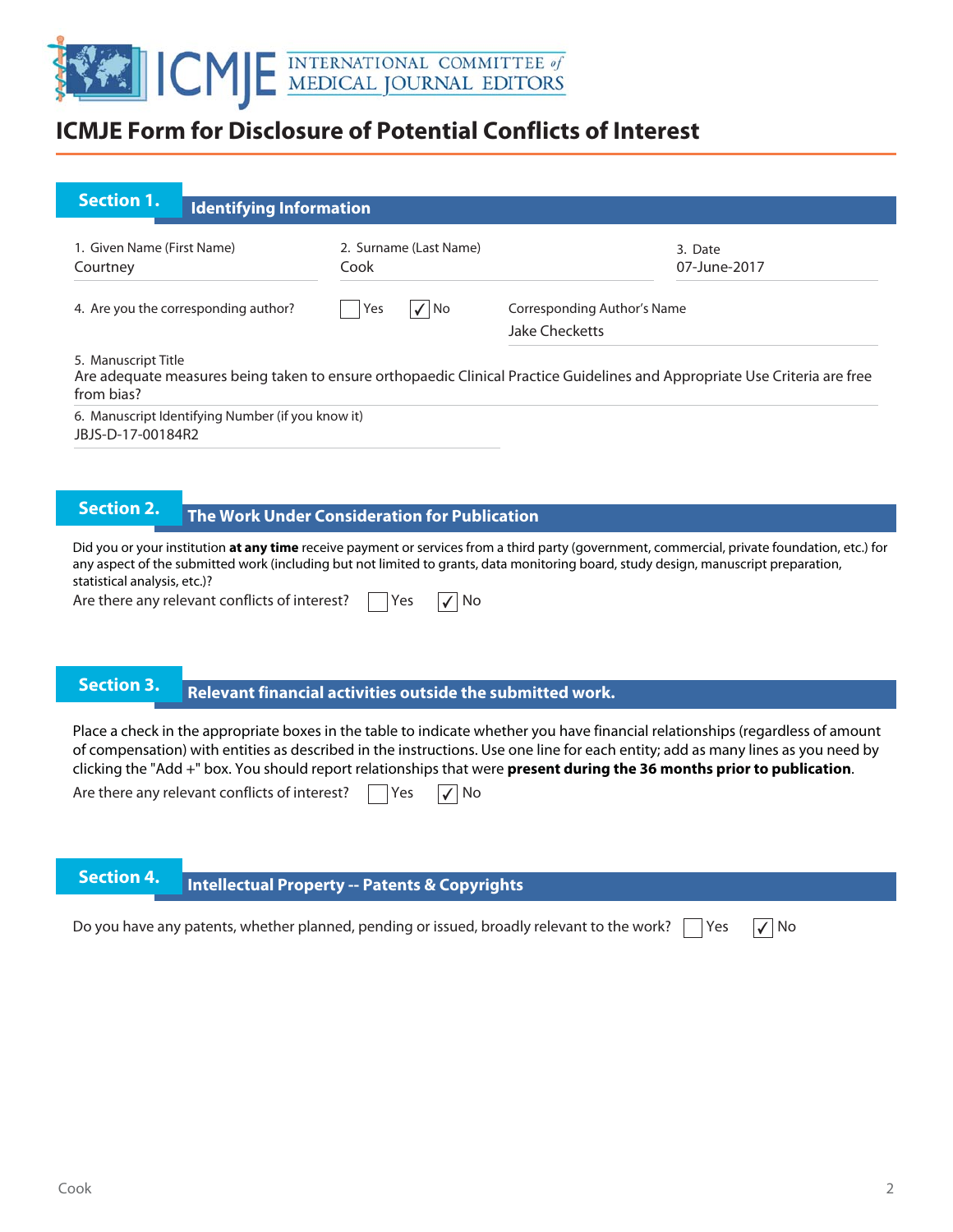# ICMJE Form for Disclosure of Potential Conflicts of Interest

## Section 1. Identifying Information

1. Given Name (First Name): Courtney
2. Surname (Last Name): Cook
3. Date: 07-June-2017
4. Are you the corresponding author? ☐ Yes ☑ No

Corresponding Author's Name: Jake Checketts

5. Manuscript Title
Are adequate measures being taken to ensure orthopaedic Clinical Practice Guidelines and Appropriate Use Criteria are free from bias?

6. Manuscript Identifying Number (if you know it)
JBJS-D-17-00184R2

## Section 2. The Work Under Consideration for Publication

Did you or your institution **at any time** receive payment or services from a third party (government, commercial, private foundation, etc.) for any aspect of the submitted work (including but not limited to grants, data monitoring board, study design, manuscript preparation, statistical analysis, etc.)?

Are there any relevant conflicts of interest? ☐ Yes ☑ No

## Section 3. Relevant financial activities outside the submitted work.

Place a check in the appropriate boxes in the table to indicate whether you have financial relationships (regardless of amount of compensation) with entities as described in the instructions. Use one line for each entity; add as many lines as you need by clicking the "Add +" box. You should report relationships that were **present during the 36 months prior to publication**.

Are there any relevant conflicts of interest? ☐ Yes ☑ No

## Section 4. Intellectual Property -- Patents & Copyrights

Do you have any patents, whether planned, pending or issued, broadly relevant to the work? ☐ Yes ☑ No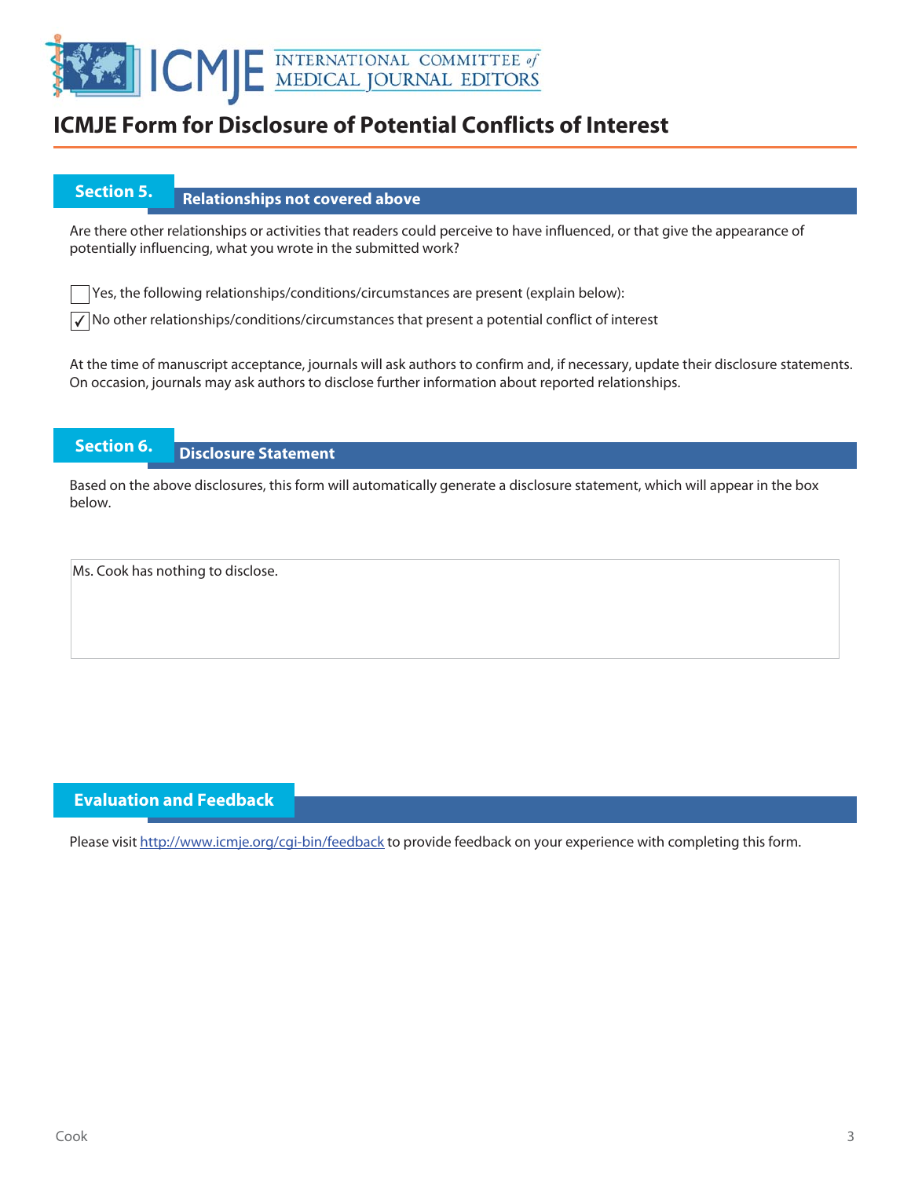# ICMJE Form for Disclosure of Potential Conflicts of Interest

## Section 5. Relationships not covered above

Are there other relationships or activities that readers could perceive to have influenced, or that give the appearance of potentially influencing, what you wrote in the submitted work?

- [ ] Yes, the following relationships/conditions/circumstances are present (explain below):
- [x] No other relationships/conditions/circumstances that present a potential conflict of interest

At the time of manuscript acceptance, journals will ask authors to confirm and, if necessary, update their disclosure statements. On occasion, journals may ask authors to disclose further information about reported relationships.

## Section 6. Disclosure Statement

Based on the above disclosures, this form will automatically generate a disclosure statement, which will appear in the box below.

Ms. Cook has nothing to disclose.

## Evaluation and Feedback

Please visit http://www.icmje.org/cgi-bin/feedback to provide feedback on your experience with completing this form.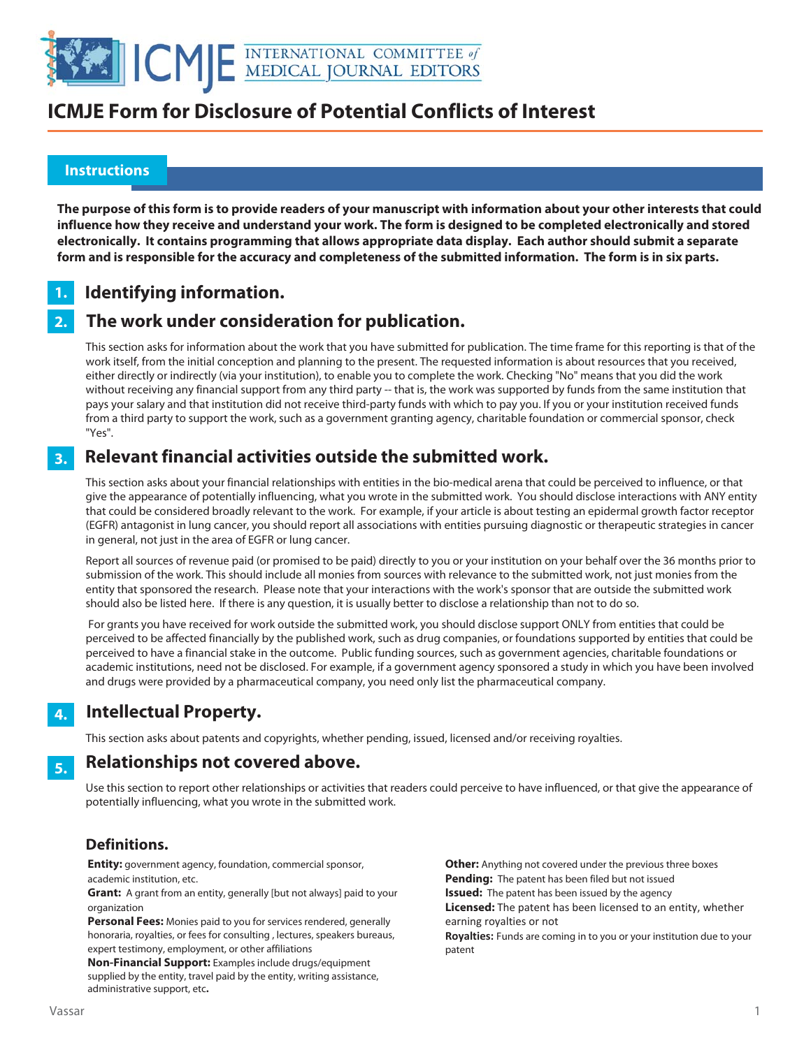# ICMJE Form for Disclosure of Potential Conflicts of Interest

## Instructions

**The purpose of this form is to provide readers of your manuscript with information about your other interests that could influence how they receive and understand your work. The form is designed to be completed electronically and stored electronically. It contains programming that allows appropriate data display. Each author should submit a separate form and is responsible for the accuracy and completeness of the submitted information. The form is in six parts.**

### 1. Identifying information.

### 2. The work under consideration for publication.

This section asks for information about the work that you have submitted for publication. The time frame for this reporting is that of the work itself, from the initial conception and planning to the present. The requested information is about resources that you received, either directly or indirectly (via your institution), to enable you to complete the work. Checking "No" means that you did the work without receiving any financial support from any third party -- that is, the work was supported by funds from the same institution that pays your salary and that institution did not receive third-party funds with which to pay you. If you or your institution received funds from a third party to support the work, such as a government granting agency, charitable foundation or commercial sponsor, check "Yes".

### 3. Relevant financial activities outside the submitted work.

This section asks about your financial relationships with entities in the bio-medical arena that could be perceived to influence, or that give the appearance of potentially influencing, what you wrote in the submitted work. You should disclose interactions with ANY entity that could be considered broadly relevant to the work. For example, if your article is about testing an epidermal growth factor receptor (EGFR) antagonist in lung cancer, you should report all associations with entities pursuing diagnostic or therapeutic strategies in cancer in general, not just in the area of EGFR or lung cancer.

Report all sources of revenue paid (or promised to be paid) directly to you or your institution on your behalf over the 36 months prior to submission of the work. This should include all monies from sources with relevance to the submitted work, not just monies from the entity that sponsored the research. Please note that your interactions with the work's sponsor that are outside the submitted work should also be listed here. If there is any question, it is usually better to disclose a relationship than not to do so.

For grants you have received for work outside the submitted work, you should disclose support ONLY from entities that could be perceived to be affected financially by the published work, such as drug companies, or foundations supported by entities that could be perceived to have a financial stake in the outcome. Public funding sources, such as government agencies, charitable foundations or academic institutions, need not be disclosed. For example, if a government agency sponsored a study in which you have been involved and drugs were provided by a pharmaceutical company, you need only list the pharmaceutical company.

### 4. Intellectual Property.

This section asks about patents and copyrights, whether pending, issued, licensed and/or receiving royalties.

### 5. Relationships not covered above.

Use this section to report other relationships or activities that readers could perceive to have influenced, or that give the appearance of potentially influencing, what you wrote in the submitted work.

### Definitions.

**Entity:** government agency, foundation, commercial sponsor, academic institution, etc.

**Grant:** A grant from an entity, generally [but not always] paid to your organization

**Personal Fees:** Monies paid to you for services rendered, generally honoraria, royalties, or fees for consulting , lectures, speakers bureaus, expert testimony, employment, or other affiliations

**Non-Financial Support:** Examples include drugs/equipment supplied by the entity, travel paid by the entity, writing assistance, administrative support, etc**.**

**Other:** Anything not covered under the previous three boxes

**Pending:** The patent has been filed but not issued

**Issued:** The patent has been issued by the agency

**Licensed:** The patent has been licensed to an entity, whether earning royalties or not

**Royalties:** Funds are coming in to you or your institution due to your patent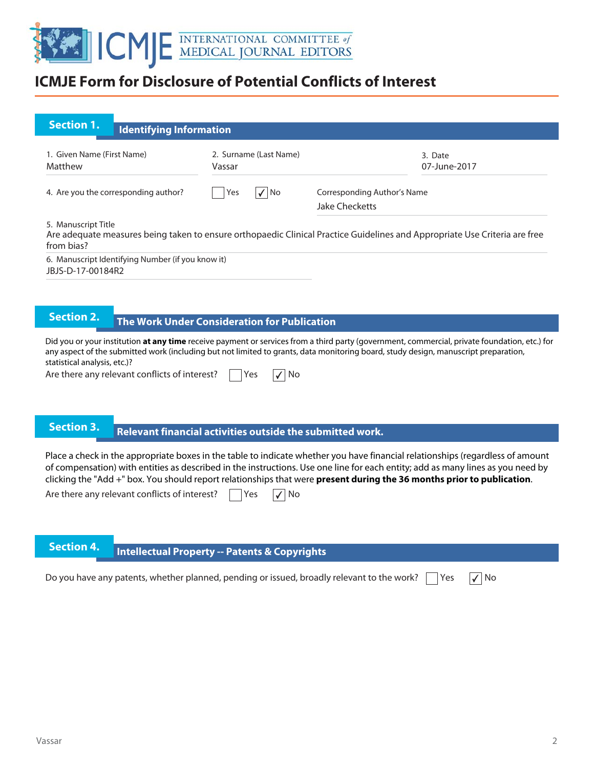# ICMJE Form for Disclosure of Potential Conflicts of Interest

## Section 1. Identifying Information

1. Given Name (First Name): Matthew
2. Surname (Last Name): Vassar
3. Date: 07-June-2017

4. Are you the corresponding author? ☐ Yes ☑ No

Corresponding Author's Name: Jake Checketts

5. Manuscript Title
Are adequate measures being taken to ensure orthopaedic Clinical Practice Guidelines and Appropriate Use Criteria are free from bias?

6. Manuscript Identifying Number (if you know it)
JBJS-D-17-00184R2

## Section 2. The Work Under Consideration for Publication

Did you or your institution **at any time** receive payment or services from a third party (government, commercial, private foundation, etc.) for any aspect of the submitted work (including but not limited to grants, data monitoring board, study design, manuscript preparation, statistical analysis, etc.)?

Are there any relevant conflicts of interest? ☐ Yes ☑ No

## Section 3. Relevant financial activities outside the submitted work.

Place a check in the appropriate boxes in the table to indicate whether you have financial relationships (regardless of amount of compensation) with entities as described in the instructions. Use one line for each entity; add as many lines as you need by clicking the "Add +" box. You should report relationships that were **present during the 36 months prior to publication**.

Are there any relevant conflicts of interest? ☐ Yes ☑ No

## Section 4. Intellectual Property -- Patents & Copyrights

Do you have any patents, whether planned, pending or issued, broadly relevant to the work? ☐ Yes ☑ No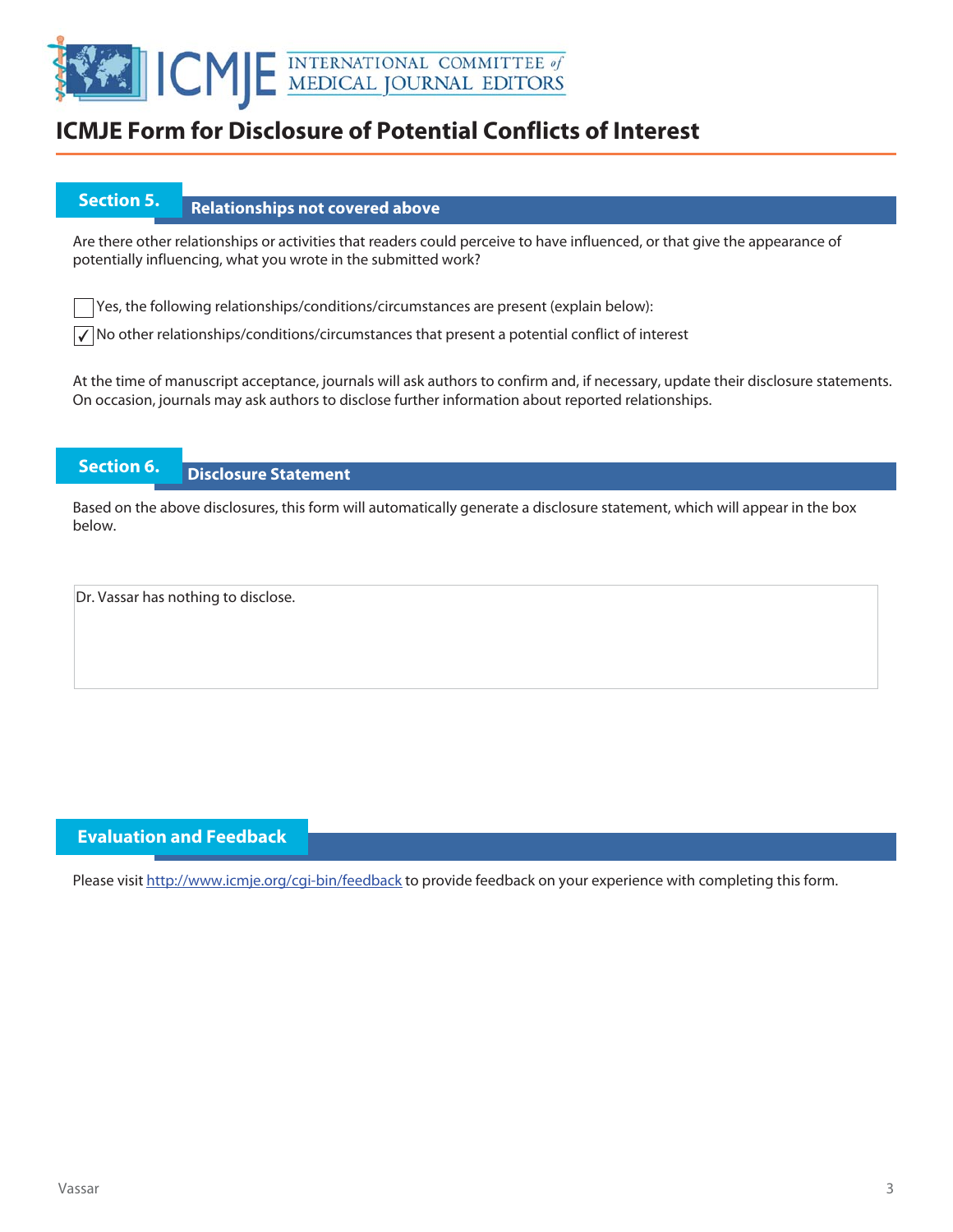# ICMJE Form for Disclosure of Potential Conflicts of Interest

## Section 5. Relationships not covered above

Are there other relationships or activities that readers could perceive to have influenced, or that give the appearance of potentially influencing, what you wrote in the submitted work?

☐ Yes, the following relationships/conditions/circumstances are present (explain below):

☑ No other relationships/conditions/circumstances that present a potential conflict of interest

At the time of manuscript acceptance, journals will ask authors to confirm and, if necessary, update their disclosure statements. On occasion, journals may ask authors to disclose further information about reported relationships.

## Section 6. Disclosure Statement

Based on the above disclosures, this form will automatically generate a disclosure statement, which will appear in the box below.

Dr. Vassar has nothing to disclose.

## Evaluation and Feedback

Please visit http://www.icmje.org/cgi-bin/feedback to provide feedback on your experience with completing this form.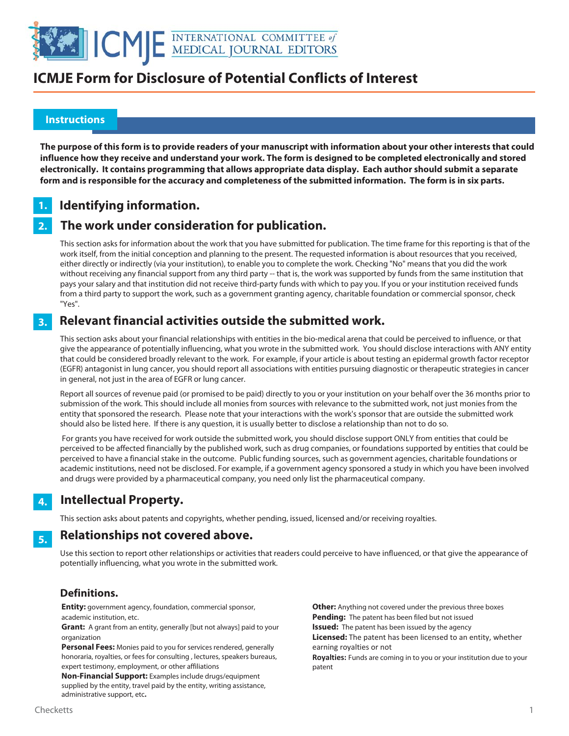# ICMJE Form for Disclosure of Potential Conflicts of Interest

## Instructions

**The purpose of this form is to provide readers of your manuscript with information about your other interests that could influence how they receive and understand your work. The form is designed to be completed electronically and stored electronically. It contains programming that allows appropriate data display. Each author should submit a separate form and is responsible for the accuracy and completeness of the submitted information. The form is in six parts.**

## 1. Identifying information.

## 2. The work under consideration for publication.

This section asks for information about the work that you have submitted for publication. The time frame for this reporting is that of the work itself, from the initial conception and planning to the present. The requested information is about resources that you received, either directly or indirectly (via your institution), to enable you to complete the work. Checking "No" means that you did the work without receiving any financial support from any third party -- that is, the work was supported by funds from the same institution that pays your salary and that institution did not receive third-party funds with which to pay you. If you or your institution received funds from a third party to support the work, such as a government granting agency, charitable foundation or commercial sponsor, check "Yes".

## 3. Relevant financial activities outside the submitted work.

This section asks about your financial relationships with entities in the bio-medical arena that could be perceived to influence, or that give the appearance of potentially influencing, what you wrote in the submitted work. You should disclose interactions with ANY entity that could be considered broadly relevant to the work. For example, if your article is about testing an epidermal growth factor receptor (EGFR) antagonist in lung cancer, you should report all associations with entities pursuing diagnostic or therapeutic strategies in cancer in general, not just in the area of EGFR or lung cancer.

Report all sources of revenue paid (or promised to be paid) directly to you or your institution on your behalf over the 36 months prior to submission of the work. This should include all monies from sources with relevance to the submitted work, not just monies from the entity that sponsored the research. Please note that your interactions with the work's sponsor that are outside the submitted work should also be listed here. If there is any question, it is usually better to disclose a relationship than not to do so.

For grants you have received for work outside the submitted work, you should disclose support ONLY from entities that could be perceived to be affected financially by the published work, such as drug companies, or foundations supported by entities that could be perceived to have a financial stake in the outcome. Public funding sources, such as government agencies, charitable foundations or academic institutions, need not be disclosed. For example, if a government agency sponsored a study in which you have been involved and drugs were provided by a pharmaceutical company, you need only list the pharmaceutical company.

## 4. Intellectual Property.

This section asks about patents and copyrights, whether pending, issued, licensed and/or receiving royalties.

## 5. Relationships not covered above.

Use this section to report other relationships or activities that readers could perceive to have influenced, or that give the appearance of potentially influencing, what you wrote in the submitted work.

### Definitions.

**Entity:** government agency, foundation, commercial sponsor, academic institution, etc.

**Grant:** A grant from an entity, generally [but not always] paid to your organization

**Personal Fees:** Monies paid to you for services rendered, generally honoraria, royalties, or fees for consulting , lectures, speakers bureaus, expert testimony, employment, or other affiliations

**Non-Financial Support:** Examples include drugs/equipment supplied by the entity, travel paid by the entity, writing assistance, administrative support, etc**.**

**Other:** Anything not covered under the previous three boxes

**Pending:** The patent has been filed but not issued

**Issued:** The patent has been issued by the agency

**Licensed:** The patent has been licensed to an entity, whether earning royalties or not

**Royalties:** Funds are coming in to you or your institution due to your patent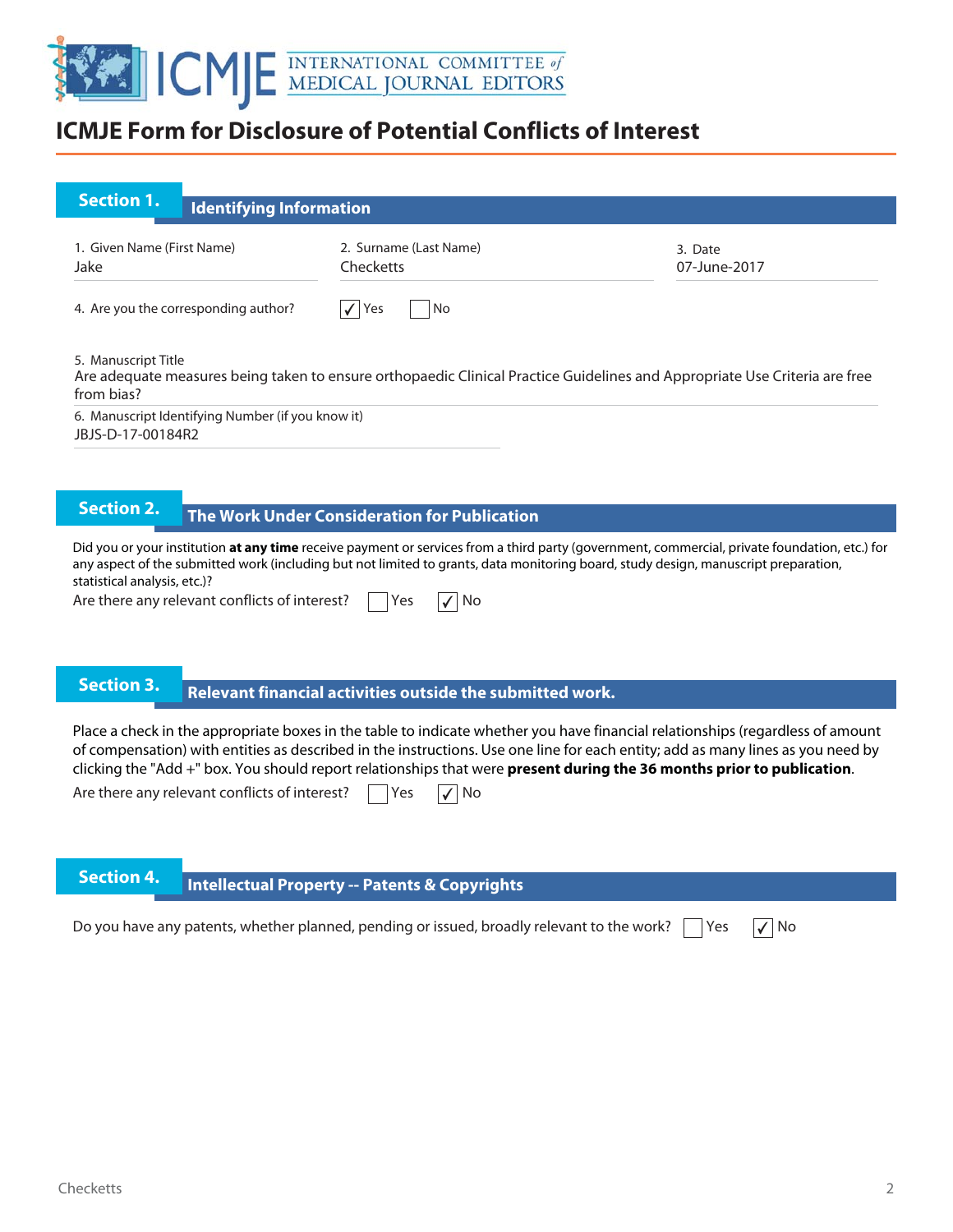# ICMJE Form for Disclosure of Potential Conflicts of Interest

## Section 1. Identifying Information

| 1. Given Name (First Name) | 2. Surname (Last Name) | 3. Date |
|---|---|---|
| Jake | Checketts | 07-June-2017 |

4. Are you the corresponding author? ☑ Yes ☐ No

5. Manuscript Title
Are adequate measures being taken to ensure orthopaedic Clinical Practice Guidelines and Appropriate Use Criteria are free from bias?

6. Manuscript Identifying Number (if you know it)
JBJS-D-17-00184R2

## Section 2. The Work Under Consideration for Publication

Did you or your institution **at any time** receive payment or services from a third party (government, commercial, private foundation, etc.) for any aspect of the submitted work (including but not limited to grants, data monitoring board, study design, manuscript preparation, statistical analysis, etc.)?

Are there any relevant conflicts of interest? ☐ Yes ☑ No

## Section 3. Relevant financial activities outside the submitted work.

Place a check in the appropriate boxes in the table to indicate whether you have financial relationships (regardless of amount of compensation) with entities as described in the instructions. Use one line for each entity; add as many lines as you need by clicking the "Add +" box. You should report relationships that were **present during the 36 months prior to publication**.

Are there any relevant conflicts of interest? ☐ Yes ☑ No

## Section 4. Intellectual Property -- Patents & Copyrights

Do you have any patents, whether planned, pending or issued, broadly relevant to the work? ☐ Yes ☑ No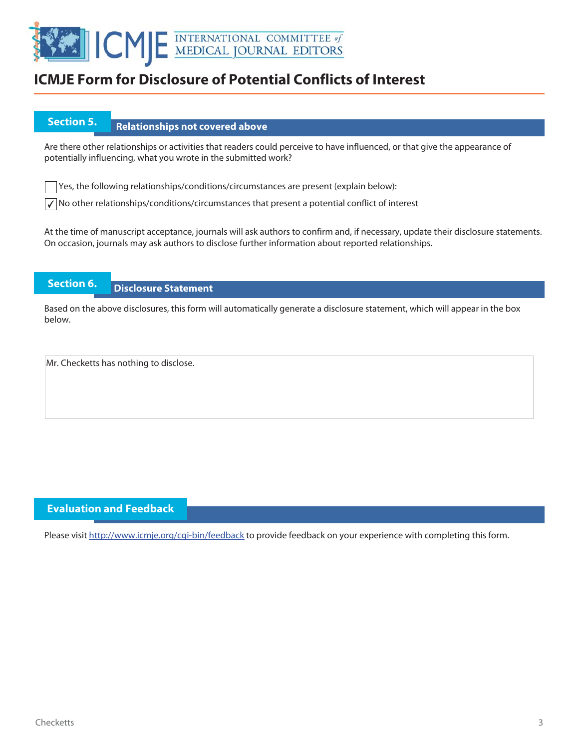# ICMJE Form for Disclosure of Potential Conflicts of Interest

## Section 5. Relationships not covered above

Are there other relationships or activities that readers could perceive to have influenced, or that give the appearance of potentially influencing, what you wrote in the submitted work?

☐ Yes, the following relationships/conditions/circumstances are present (explain below):

☑ No other relationships/conditions/circumstances that present a potential conflict of interest

At the time of manuscript acceptance, journals will ask authors to confirm and, if necessary, update their disclosure statements. On occasion, journals may ask authors to disclose further information about reported relationships.

## Section 6. Disclosure Statement

Based on the above disclosures, this form will automatically generate a disclosure statement, which will appear in the box below.

Mr. Checketts has nothing to disclose.

## Evaluation and Feedback

Please visit http://www.icmje.org/cgi-bin/feedback to provide feedback on your experience with completing this form.